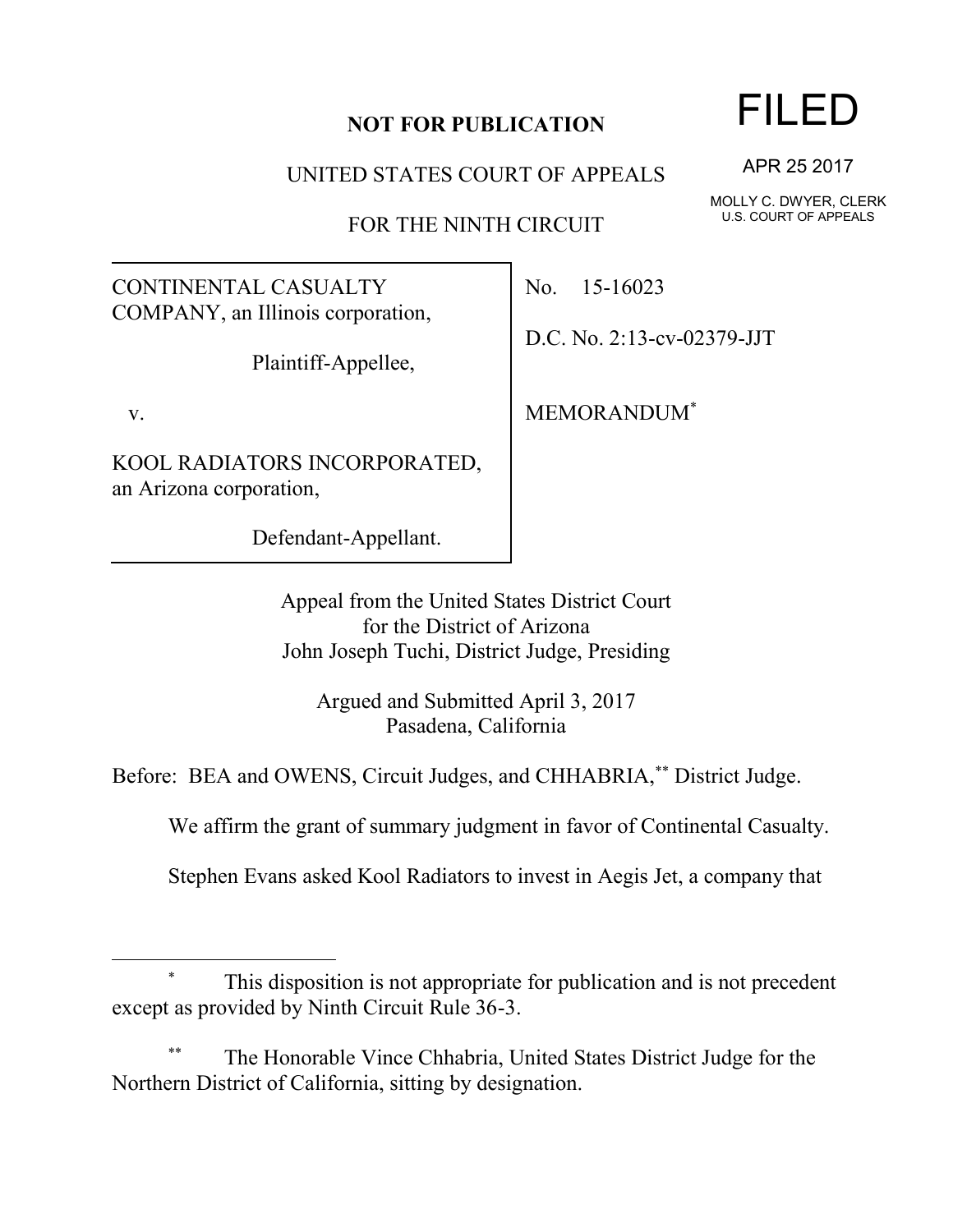**NOT FOR PUBLICATION**

UNITED STATES COURT OF APPEALS

FOR THE NINTH CIRCUIT

FILED

APR 25 2017

MOLLY C. DWYER, CLERK
U.S. COURT OF APPEALS

CONTINENTAL CASUALTY COMPANY, an Illinois corporation,

Plaintiff-Appellee,

v.

KOOL RADIATORS INCORPORATED, an Arizona corporation,

Defendant-Appellant.

No. 15-16023

D.C. No. 2:13-cv-02379-JJT

MEMORANDUM*

Appeal from the United States District Court
for the District of Arizona
John Joseph Tuchi, District Judge, Presiding

Argued and Submitted April 3, 2017
Pasadena, California

Before: BEA and OWENS, Circuit Judges, and CHHABRIA,** District Judge.

We affirm the grant of summary judgment in favor of Continental Casualty.

Stephen Evans asked Kool Radiators to invest in Aegis Jet, a company that

---

\* This disposition is not appropriate for publication and is not precedent except as provided by Ninth Circuit Rule 36-3.

\*\* The Honorable Vince Chhabria, United States District Judge for the Northern District of California, sitting by designation.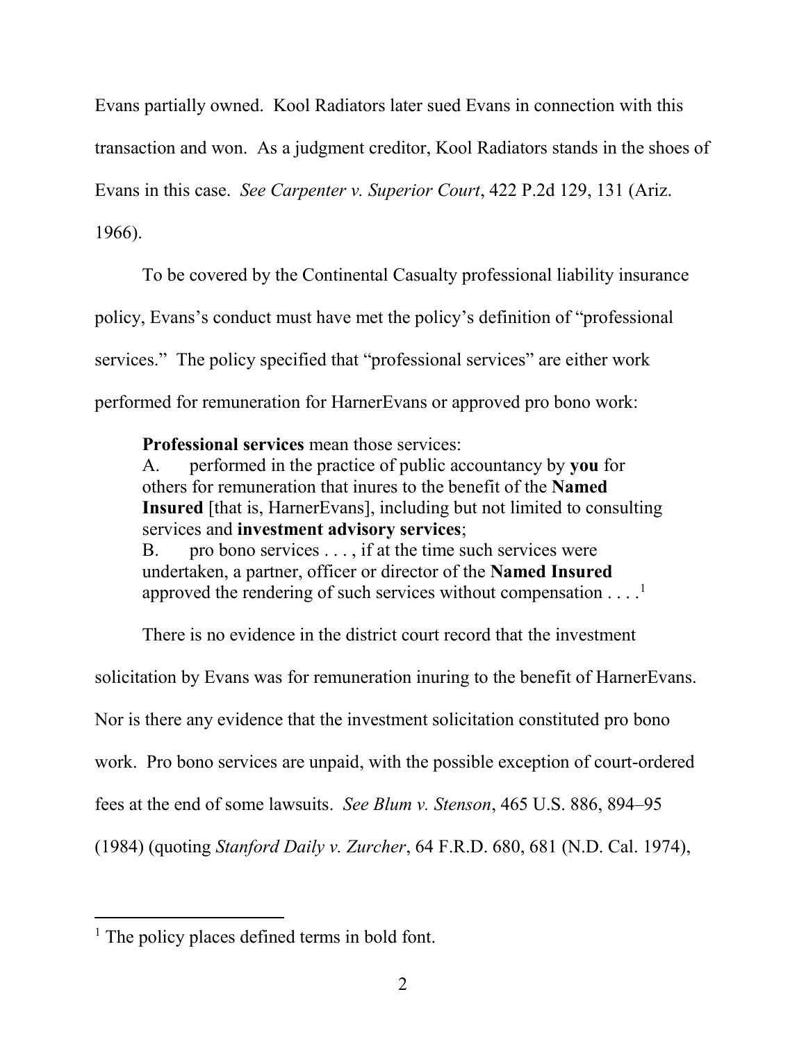Evans partially owned. Kool Radiators later sued Evans in connection with this transaction and won. As a judgment creditor, Kool Radiators stands in the shoes of Evans in this case. *See Carpenter v. Superior Court*, 422 P.2d 129, 131 (Ariz. 1966).

To be covered by the Continental Casualty professional liability insurance policy, Evans's conduct must have met the policy's definition of "professional services." The policy specified that "professional services" are either work performed for remuneration for HarnerEvans or approved pro bono work:

> **Professional services** mean those services:
> A. performed in the practice of public accountancy by **you** for others for remuneration that inures to the benefit of the **Named Insured** [that is, HarnerEvans], including but not limited to consulting services and **investment advisory services**;
> B. pro bono services . . . , if at the time such services were undertaken, a partner, officer or director of the **Named Insured** approved the rendering of such services without compensation . . . .[1]

There is no evidence in the district court record that the investment solicitation by Evans was for remuneration inuring to the benefit of HarnerEvans. Nor is there any evidence that the investment solicitation constituted pro bono work. Pro bono services are unpaid, with the possible exception of court-ordered fees at the end of some lawsuits. *See Blum v. Stenson*, 465 U.S. 886, 894–95 (1984) (quoting *Stanford Daily v. Zurcher*, 64 F.R.D. 680, 681 (N.D. Cal. 1974),

[1] The policy places defined terms in bold font.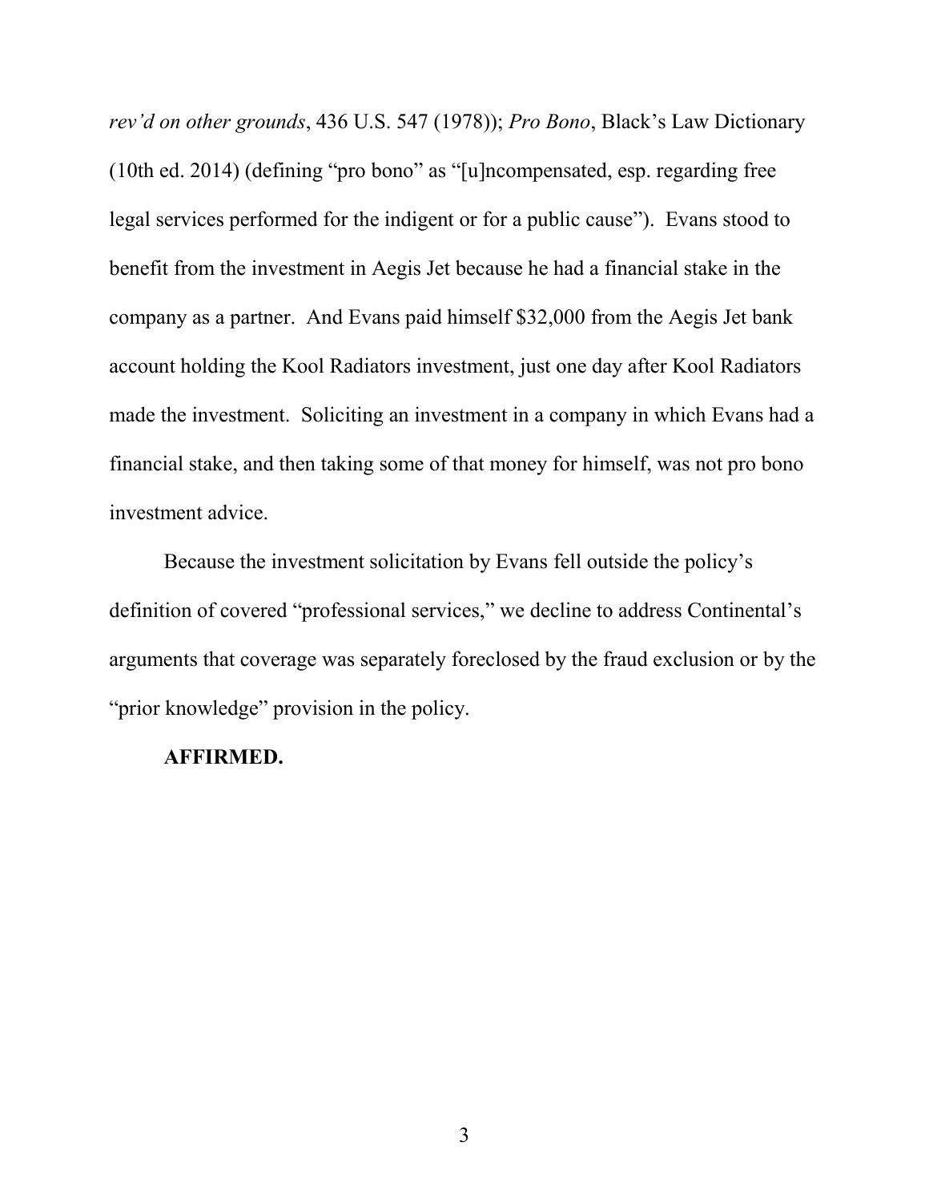*rev'd on other grounds*, 436 U.S. 547 (1978)); *Pro Bono*, Black's Law Dictionary (10th ed. 2014) (defining "pro bono" as "[u]ncompensated, esp. regarding free legal services performed for the indigent or for a public cause"). Evans stood to benefit from the investment in Aegis Jet because he had a financial stake in the company as a partner. And Evans paid himself $32,000 from the Aegis Jet bank account holding the Kool Radiators investment, just one day after Kool Radiators made the investment. Soliciting an investment in a company in which Evans had a financial stake, and then taking some of that money for himself, was not pro bono investment advice.

Because the investment solicitation by Evans fell outside the policy's definition of covered "professional services," we decline to address Continental's arguments that coverage was separately foreclosed by the fraud exclusion or by the "prior knowledge" provision in the policy.

**AFFIRMED.**